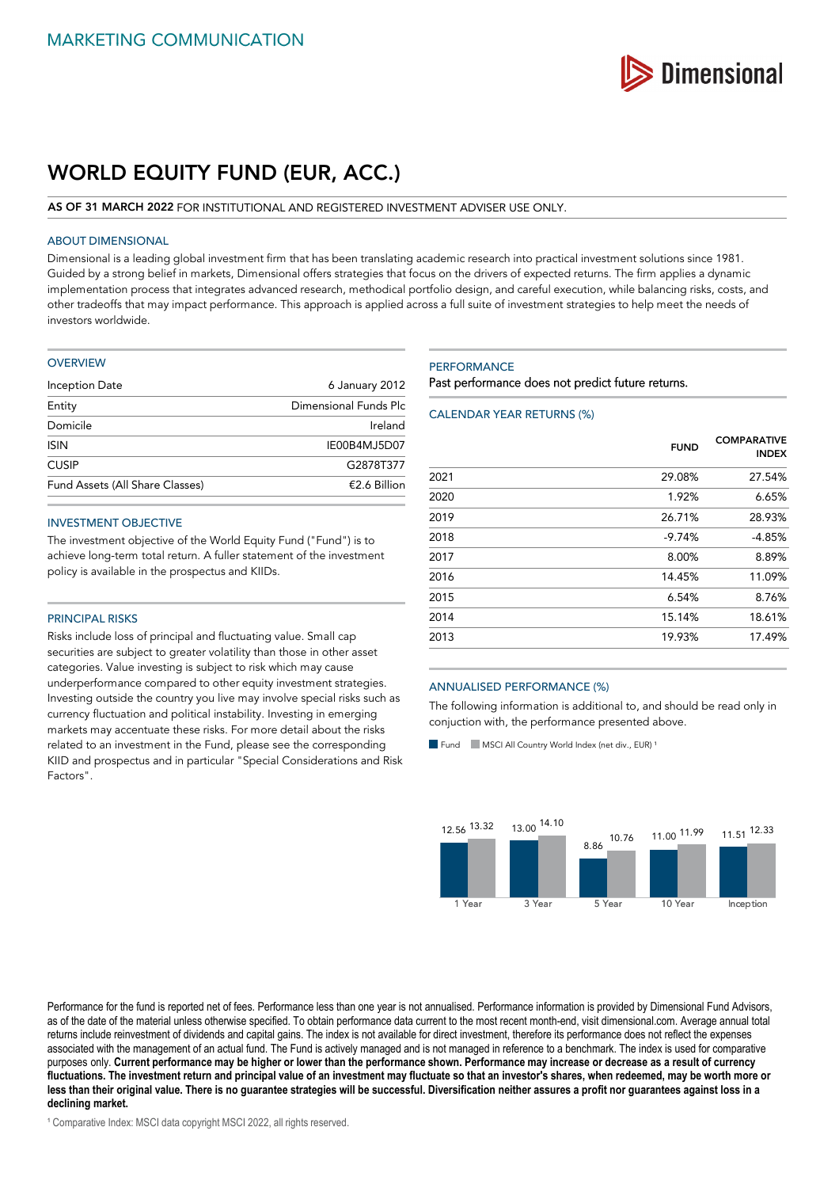MARKETING COMMUNICATION

# WORLD EQUITY FUND (EUR, ACC.)

**AS OF 31 MARCH 2022** FOR INSTITUTIONAL AND REGISTERED INVESTMENT ADVISER USE ONLY.

## ABOUT DIMENSIONAL

Dimensional is a leading global investment firm that has been translating academic research into practical investment solutions since 1981. Guided by a strong belief in markets, Dimensional offers strategies that focus on the drivers of expected returns. The firm applies a dynamic implementation process that integrates advanced research, methodical portfolio design, and careful execution, while balancing risks, costs, and other tradeoffs that may impact performance. This approach is applied across a full suite of investment strategies to help meet the needs of investors worldwide.

## OVERVIEW

| | |
|---|---|
| Inception Date | 6 January 2012 |
| Entity | Dimensional Funds Plc |
| Domicile | Ireland |
| ISIN | IE00B4MJ5D07 |
| CUSIP | G2878T377 |
| Fund Assets (All Share Classes) | €2.6 Billion |

## INVESTMENT OBJECTIVE

The investment objective of the World Equity Fund ("Fund") is to achieve long-term total return. A fuller statement of the investment policy is available in the prospectus and KIIDs.

## PRINCIPAL RISKS

Risks include loss of principal and fluctuating value. Small cap securities are subject to greater volatility than those in other asset categories. Value investing is subject to risk which may cause underperformance compared to other equity investment strategies. Investing outside the country you live may involve special risks such as currency fluctuation and political instability. Investing in emerging markets may accentuate these risks. For more detail about the risks related to an investment in the Fund, please see the corresponding KIID and prospectus and in particular "Special Considerations and Risk Factors".

## PERFORMANCE

Past performance does not predict future returns.

### CALENDAR YEAR RETURNS (%)

| | FUND | COMPARATIVE INDEX |
|---|---|---|
| 2021 | 29.08% | 27.54% |
| 2020 | 1.92% | 6.65% |
| 2019 | 26.71% | 28.93% |
| 2018 | -9.74% | -4.85% |
| 2017 | 8.00% | 8.89% |
| 2016 | 14.45% | 11.09% |
| 2015 | 6.54% | 8.76% |
| 2014 | 15.14% | 18.61% |
| 2013 | 19.93% | 17.49% |

### ANNUALISED PERFORMANCE (%)

The following information is additional to, and should be read only in conjuction with, the performance presented above.

| | 1 Year | 3 Year | 5 Year | 10 Year | Inception |
|---|---|---|---|---|---|
| Fund | 12.56 | 13.00 | 8.86 | 11.00 | 11.51 |
| MSCI All Country World Index (net div., EUR) [1] | 13.32 | 14.10 | 10.76 | 11.99 | 12.33 |

Performance for the fund is reported net of fees. Performance less than one year is not annualised. Performance information is provided by Dimensional Fund Advisors, as of the date of the material unless otherwise specified. To obtain performance data current to the most recent month-end, visit dimensional.com. Average annual total returns include reinvestment of dividends and capital gains. The index is not available for direct investment, therefore its performance does not reflect the expenses associated with the management of an actual fund. The Fund is actively managed and is not managed in reference to a benchmark. The index is used for comparative purposes only. **Current performance may be higher or lower than the performance shown. Performance may increase or decrease as a result of currency fluctuations. The investment return and principal value of an investment may fluctuate so that an investor's shares, when redeemed, may be worth more or less than their original value. There is no guarantee strategies will be successful. Diversification neither assures a profit nor guarantees against loss in a declining market.**

[1] Comparative Index: MSCI data copyright MSCI 2022, all rights reserved.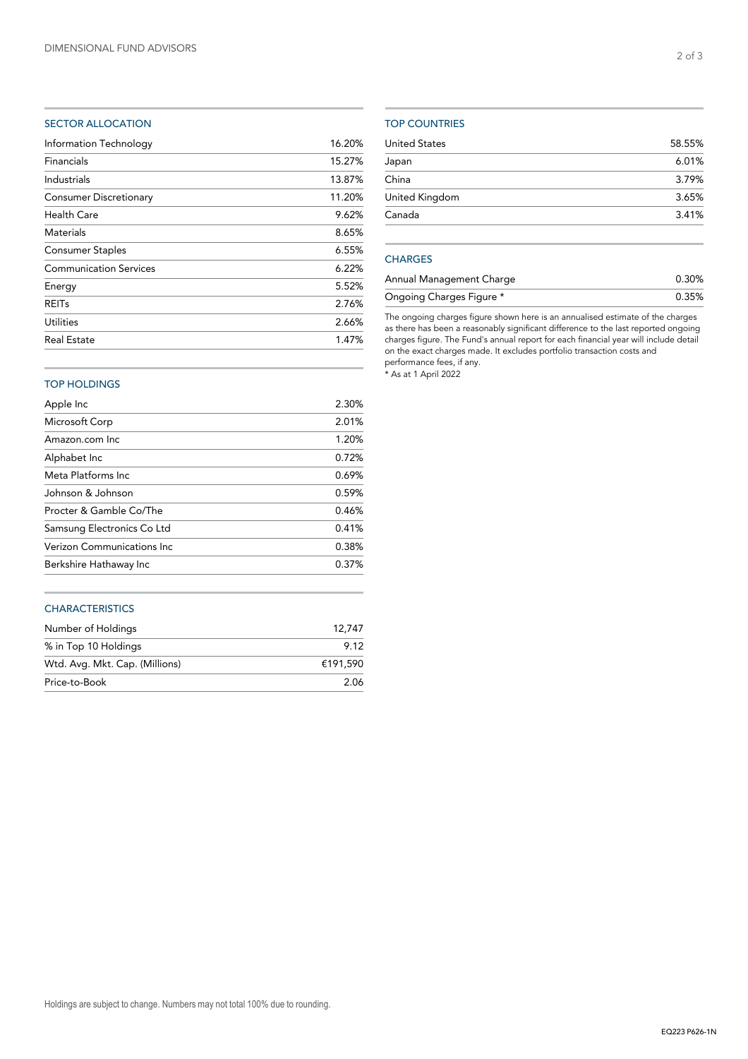## SECTOR ALLOCATION

| Sector | % |
| --- | --- |
| Information Technology | 16.20% |
| Financials | 15.27% |
| Industrials | 13.87% |
| Consumer Discretionary | 11.20% |
| Health Care | 9.62% |
| Materials | 8.65% |
| Consumer Staples | 6.55% |
| Communication Services | 6.22% |
| Energy | 5.52% |
| REITs | 2.76% |
| Utilities | 2.66% |
| Real Estate | 1.47% |

## TOP HOLDINGS

| Holding | % |
| --- | --- |
| Apple Inc | 2.30% |
| Microsoft Corp | 2.01% |
| Amazon.com Inc | 1.20% |
| Alphabet Inc | 0.72% |
| Meta Platforms Inc | 0.69% |
| Johnson & Johnson | 0.59% |
| Procter & Gamble Co/The | 0.46% |
| Samsung Electronics Co Ltd | 0.41% |
| Verizon Communications Inc | 0.38% |
| Berkshire Hathaway Inc | 0.37% |

## CHARACTERISTICS

| Characteristic | Value |
| --- | --- |
| Number of Holdings | 12,747 |
| % in Top 10 Holdings | 9.12 |
| Wtd. Avg. Mkt. Cap. (Millions) | €191,590 |
| Price-to-Book | 2.06 |

## TOP COUNTRIES

| Country | % |
| --- | --- |
| United States | 58.55% |
| Japan | 6.01% |
| China | 3.79% |
| United Kingdom | 3.65% |
| Canada | 3.41% |

## CHARGES

| Charge | % |
| --- | --- |
| Annual Management Charge | 0.30% |
| Ongoing Charges Figure * | 0.35% |

The ongoing charges figure shown here is an annualised estimate of the charges as there has been a reasonably significant difference to the last reported ongoing charges figure. The Fund's annual report for each financial year will include detail on the exact charges made. It excludes portfolio transaction costs and performance fees, if any.

* As at 1 April 2022

Holdings are subject to change. Numbers may not total 100% due to rounding.

EQ223 P626-1N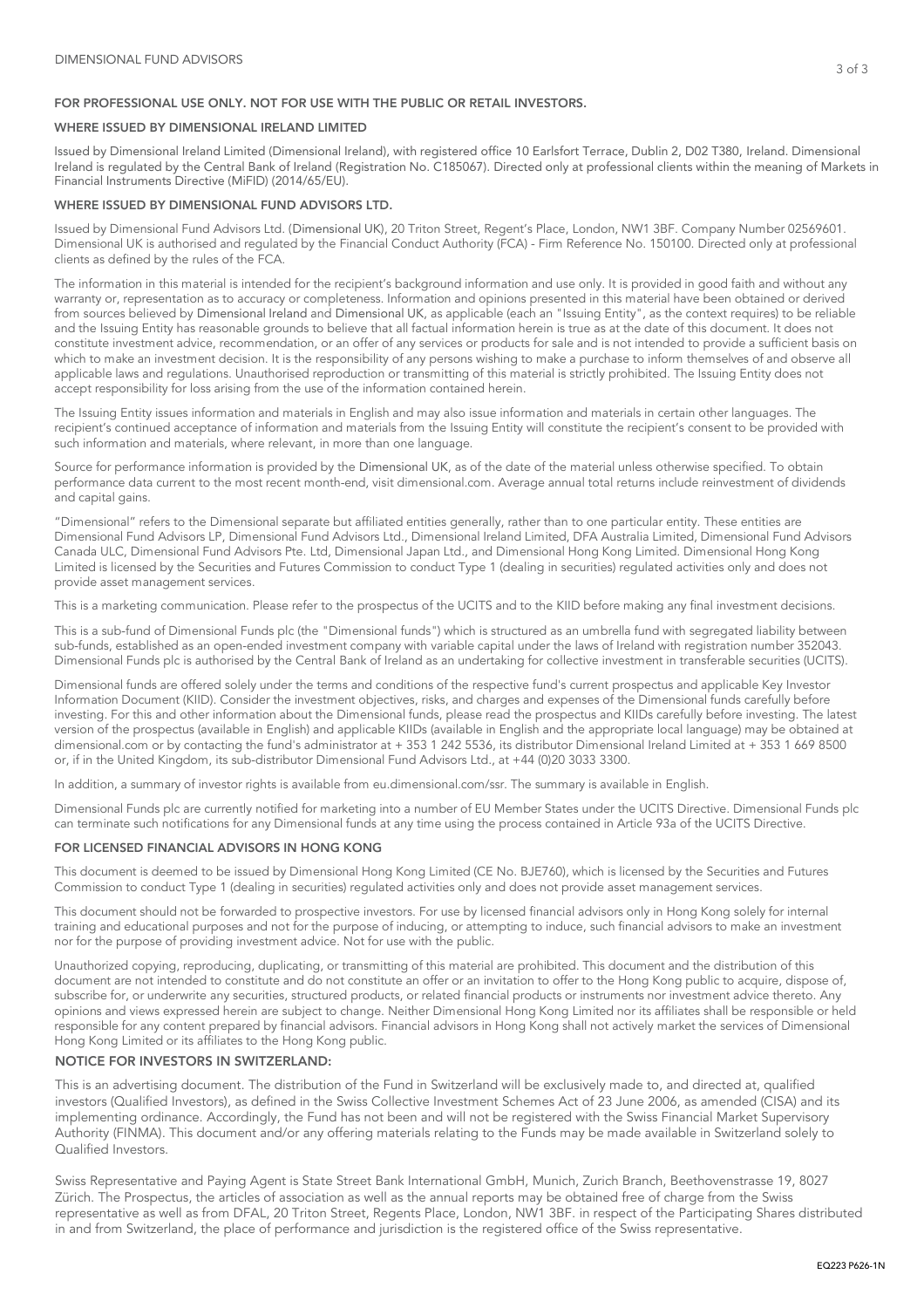**FOR PROFESSIONAL USE ONLY. NOT FOR USE WITH THE PUBLIC OR RETAIL INVESTORS.**

**WHERE ISSUED BY DIMENSIONAL IRELAND LIMITED**

Issued by Dimensional Ireland Limited (Dimensional Ireland), with registered office 10 Earlsfort Terrace, Dublin 2, D02 T380, Ireland. Dimensional Ireland is regulated by the Central Bank of Ireland (Registration No. C185067). Directed only at professional clients within the meaning of Markets in Financial Instruments Directive (MiFID) (2014/65/EU).

**WHERE ISSUED BY DIMENSIONAL FUND ADVISORS LTD.**

Issued by Dimensional Fund Advisors Ltd. (Dimensional UK), 20 Triton Street, Regent's Place, London, NW1 3BF. Company Number 02569601. Dimensional UK is authorised and regulated by the Financial Conduct Authority (FCA) - Firm Reference No. 150100. Directed only at professional clients as defined by the rules of the FCA.

The information in this material is intended for the recipient's background information and use only. It is provided in good faith and without any warranty or, representation as to accuracy or completeness. Information and opinions presented in this material have been obtained or derived from sources believed by Dimensional Ireland and Dimensional UK, as applicable (each an "Issuing Entity", as the context requires) to be reliable and the Issuing Entity has reasonable grounds to believe that all factual information herein is true as at the date of this document. It does not constitute investment advice, recommendation, or an offer of any services or products for sale and is not intended to provide a sufficient basis on which to make an investment decision. It is the responsibility of any persons wishing to make a purchase to inform themselves of and observe all applicable laws and regulations. Unauthorised reproduction or transmitting of this material is strictly prohibited. The Issuing Entity does not accept responsibility for loss arising from the use of the information contained herein.

The Issuing Entity issues information and materials in English and may also issue information and materials in certain other languages. The recipient's continued acceptance of information and materials from the Issuing Entity will constitute the recipient's consent to be provided with such information and materials, where relevant, in more than one language.

Source for performance information is provided by the Dimensional UK, as of the date of the material unless otherwise specified. To obtain performance data current to the most recent month-end, visit dimensional.com. Average annual total returns include reinvestment of dividends and capital gains.

"Dimensional" refers to the Dimensional separate but affiliated entities generally, rather than to one particular entity. These entities are Dimensional Fund Advisors LP, Dimensional Fund Advisors Ltd., Dimensional Ireland Limited, DFA Australia Limited, Dimensional Fund Advisors Canada ULC, Dimensional Fund Advisors Pte. Ltd, Dimensional Japan Ltd., and Dimensional Hong Kong Limited. Dimensional Hong Kong Limited is licensed by the Securities and Futures Commission to conduct Type 1 (dealing in securities) regulated activities only and does not provide asset management services.

This is a marketing communication. Please refer to the prospectus of the UCITS and to the KIID before making any final investment decisions.

This is a sub-fund of Dimensional Funds plc (the "Dimensional funds") which is structured as an umbrella fund with segregated liability between sub-funds, established as an open-ended investment company with variable capital under the laws of Ireland with registration number 352043. Dimensional Funds plc is authorised by the Central Bank of Ireland as an undertaking for collective investment in transferable securities (UCITS).

Dimensional funds are offered solely under the terms and conditions of the respective fund's current prospectus and applicable Key Investor Information Document (KIID). Consider the investment objectives, risks, and charges and expenses of the Dimensional funds carefully before investing. For this and other information about the Dimensional funds, please read the prospectus and KIIDs carefully before investing. The latest version of the prospectus (available in English) and applicable KIIDs (available in English and the appropriate local language) may be obtained at dimensional.com or by contacting the fund's administrator at + 353 1 242 5536, its distributor Dimensional Ireland Limited at + 353 1 669 8500 or, if in the United Kingdom, its sub-distributor Dimensional Fund Advisors Ltd., at +44 (0)20 3033 3300.

In addition, a summary of investor rights is available from eu.dimensional.com/ssr. The summary is available in English.

Dimensional Funds plc are currently notified for marketing into a number of EU Member States under the UCITS Directive. Dimensional Funds plc can terminate such notifications for any Dimensional funds at any time using the process contained in Article 93a of the UCITS Directive.

**FOR LICENSED FINANCIAL ADVISORS IN HONG KONG**

This document is deemed to be issued by Dimensional Hong Kong Limited (CE No. BJE760), which is licensed by the Securities and Futures Commission to conduct Type 1 (dealing in securities) regulated activities only and does not provide asset management services.

This document should not be forwarded to prospective investors. For use by licensed financial advisors only in Hong Kong solely for internal training and educational purposes and not for the purpose of inducing, or attempting to induce, such financial advisors to make an investment nor for the purpose of providing investment advice. Not for use with the public.

Unauthorized copying, reproducing, duplicating, or transmitting of this material are prohibited. This document and the distribution of this document are not intended to constitute and do not constitute an offer or an invitation to offer to the Hong Kong public to acquire, dispose of, subscribe for, or underwrite any securities, structured products, or related financial products or instruments nor investment advice thereto. Any opinions and views expressed herein are subject to change. Neither Dimensional Hong Kong Limited nor its affiliates shall be responsible or held responsible for any content prepared by financial advisors. Financial advisors in Hong Kong shall not actively market the services of Dimensional Hong Kong Limited or its affiliates to the Hong Kong public.

**NOTICE FOR INVESTORS IN SWITZERLAND:**

This is an advertising document. The distribution of the Fund in Switzerland will be exclusively made to, and directed at, qualified investors (Qualified Investors), as defined in the Swiss Collective Investment Schemes Act of 23 June 2006, as amended (CISA) and its implementing ordinance. Accordingly, the Fund has not been and will not be registered with the Swiss Financial Market Supervisory Authority (FINMA). This document and/or any offering materials relating to the Funds may be made available in Switzerland solely to Qualified Investors.

Swiss Representative and Paying Agent is State Street Bank International GmbH, Munich, Zurich Branch, Beethovenstrasse 19, 8027 Zürich. The Prospectus, the articles of association as well as the annual reports may be obtained free of charge from the Swiss representative as well as from DFAL, 20 Triton Street, Regents Place, London, NW1 3BF. in respect of the Participating Shares distributed in and from Switzerland, the place of performance and jurisdiction is the registered office of the Swiss representative.

EQ223 P626-1N